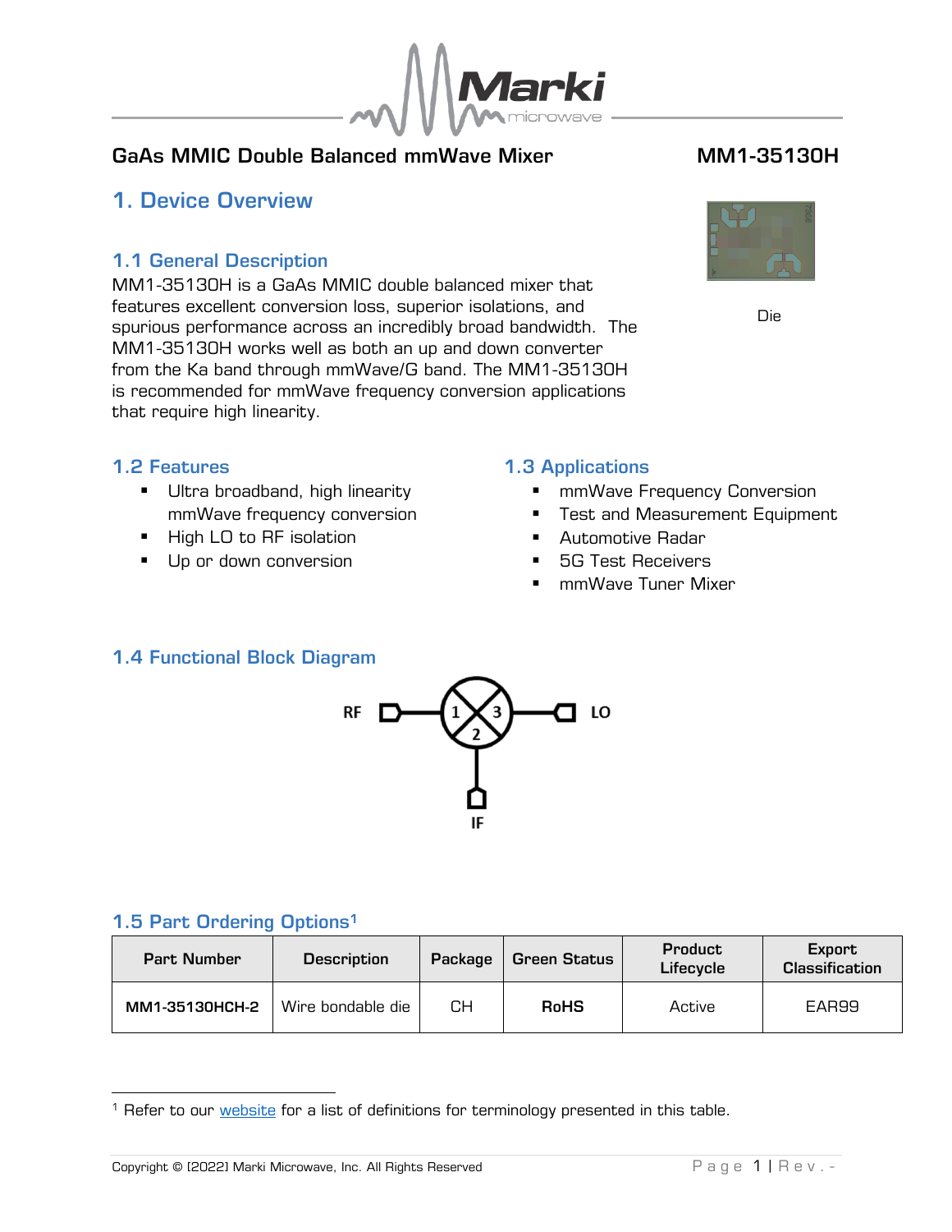# GaAs MMIC Double Balanced mmWave Mixer

**MM1-35130H**

## 1. Device Overview

### 1.1 General Description

MM1-35130H is a GaAs MMIC double balanced mixer that features excellent conversion loss, superior isolations, and spurious performance across an incredibly broad bandwidth. The MM1-35130H works well as both an up and down converter from the Ka band through mmWave/G band. The MM1-35130H is recommended for mmWave frequency conversion applications that require high linearity.

Die

### 1.2 Features

- Ultra broadband, high linearity mmWave frequency conversion
- High LO to RF isolation
- Up or down conversion

### 1.3 Applications

- mmWave Frequency Conversion
- Test and Measurement Equipment
- Automotive Radar
- 5G Test Receivers
- mmWave Tuner Mixer

### 1.4 Functional Block Diagram

RF 1 — 3 LO

2

IF

### 1.5 Part Ordering Options[1]

| Part Number | Description | Package | Green Status | Product Lifecycle | Export Classification |
|---|---|---|---|---|---|
| **MM1-35130HCH-2** | Wire bondable die | CH | **RoHS** | Active | EAR99 |

[1] Refer to our website for a list of definitions for terminology presented in this table.

Copyright © [2022] Marki Microwave, Inc. All Rights Reserved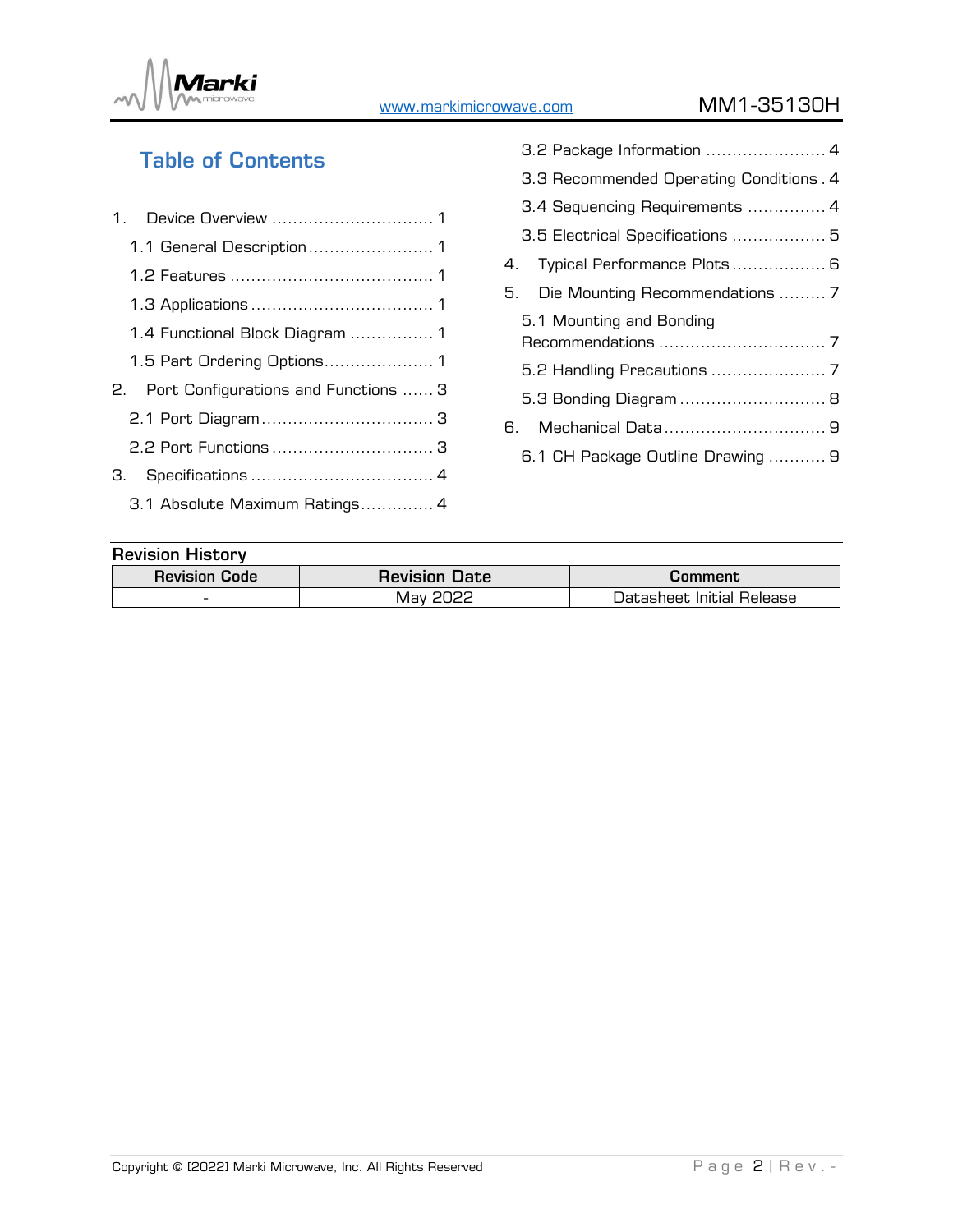## Table of Contents

1. Device Overview ............................... 1
   - 1.1 General Description ........................ 1
   - 1.2 Features ....................................... 1
   - 1.3 Applications .................................. 1
   - 1.4 Functional Block Diagram ................ 1
   - 1.5 Part Ordering Options..................... 1
2. Port Configurations and Functions ...... 3
   - 2.1 Port Diagram ................................. 3
   - 2.2 Port Functions ............................... 3
3. Specifications ................................... 4
   - 3.1 Absolute Maximum Ratings............. 4
   - 3.2 Package Information ....................... 4
   - 3.3 Recommended Operating Conditions . 4
   - 3.4 Sequencing Requirements ............... 4
   - 3.5 Electrical Specifications ................. 5
4. Typical Performance Plots .................. 6
5. Die Mounting Recommendations ......... 7
   - 5.1 Mounting and Bonding Recommendations ................................ 7
   - 5.2 Handling Precautions ...................... 7
   - 5.3 Bonding Diagram ............................ 8
6. Mechanical Data ............................... 9
   - 6.1 CH Package Outline Drawing ........... 9

**Revision History**

| Revision Code | Revision Date | Comment |
|---|---|---|
| - | May 2022 | Datasheet Initial Release |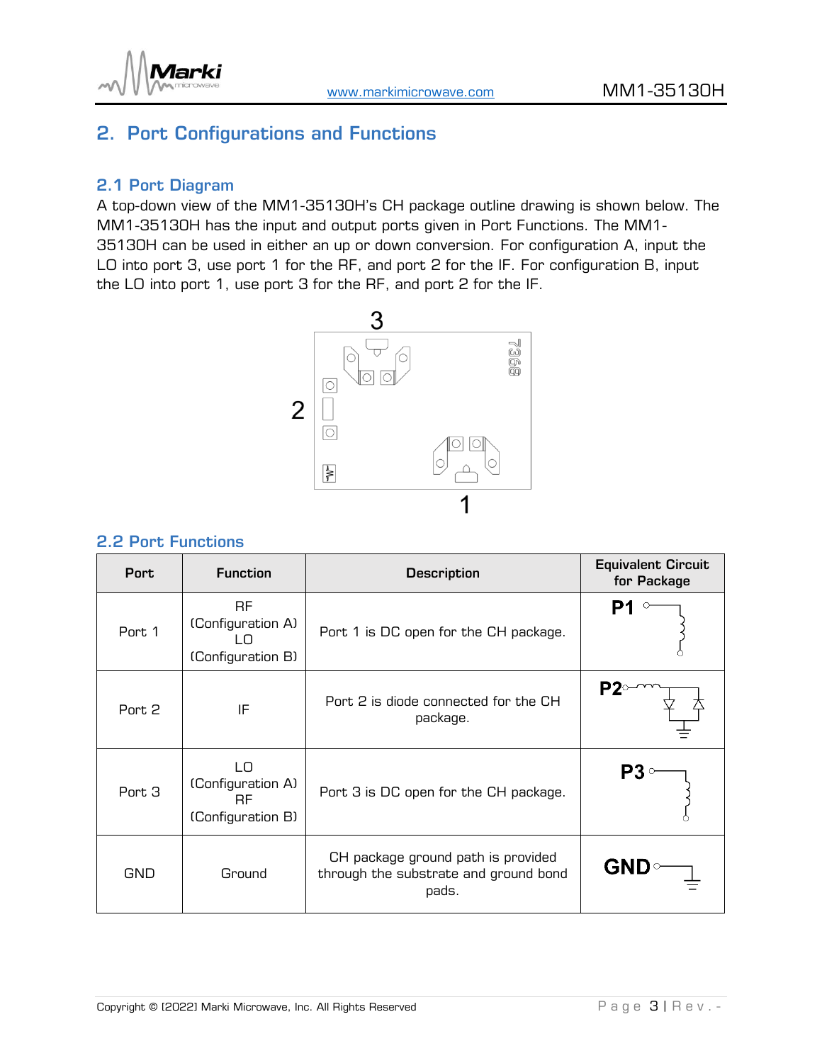## 2. Port Configurations and Functions

### 2.1 Port Diagram

A top-down view of the MM1-35130H's CH package outline drawing is shown below. The MM1-35130H has the input and output ports given in Port Functions. The MM1-35130H can be used in either an up or down conversion. For configuration A, input the LO into port 3, use port 1 for the RF, and port 2 for the IF. For configuration B, input the LO into port 1, use port 3 for the RF, and port 2 for the IF.

### 2.2 Port Functions

| Port | Function | Description | Equivalent Circuit for Package |
|---|---|---|---|
| Port 1 | RF (Configuration A) LO (Configuration B) | Port 1 is DC open for the CH package. | P1 |
| Port 2 | IF | Port 2 is diode connected for the CH package. | P2 |
| Port 3 | LO (Configuration A) RF (Configuration B) | Port 3 is DC open for the CH package. | P3 |
| GND | Ground | CH package ground path is provided through the substrate and ground bond pads. | GND |

Copyright © [2022] Marki Microwave, Inc. All Rights Reserved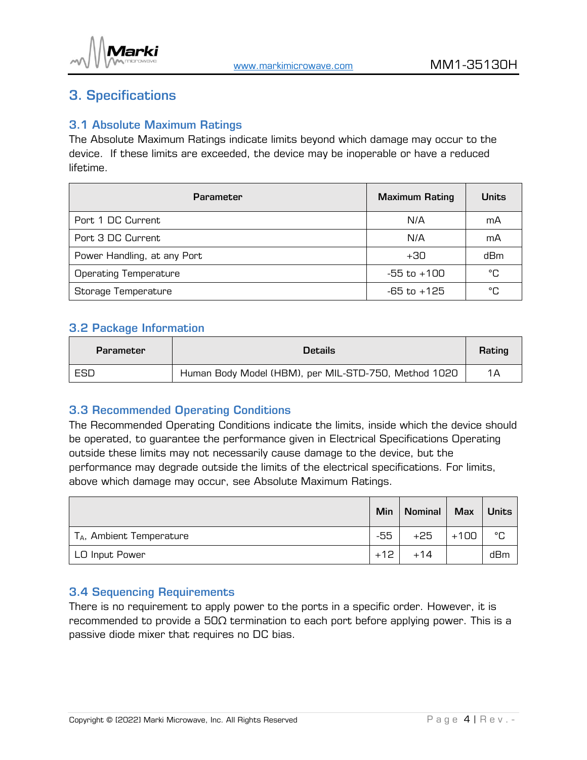# 3. Specifications

## 3.1 Absolute Maximum Ratings

The Absolute Maximum Ratings indicate limits beyond which damage may occur to the device. If these limits are exceeded, the device may be inoperable or have a reduced lifetime.

| Parameter | Maximum Rating | Units |
|---|---|---|
| Port 1 DC Current | N/A | mA |
| Port 3 DC Current | N/A | mA |
| Power Handling, at any Port | +30 | dBm |
| Operating Temperature | -55 to +100 | °C |
| Storage Temperature | -65 to +125 | °C |

## 3.2 Package Information

| Parameter | Details | Rating |
|---|---|---|
| ESD | Human Body Model (HBM), per MIL-STD-750, Method 1020 | 1A |

## 3.3 Recommended Operating Conditions

The Recommended Operating Conditions indicate the limits, inside which the device should be operated, to guarantee the performance given in Electrical Specifications Operating outside these limits may not necessarily cause damage to the device, but the performance may degrade outside the limits of the electrical specifications. For limits, above which damage may occur, see Absolute Maximum Ratings.

| | Min | Nominal | Max | Units |
|---|---|---|---|---|
| $T_A$, Ambient Temperature | -55 | +25 | +100 | °C |
| LO Input Power | +12 | +14 | | dBm |

## 3.4 Sequencing Requirements

There is no requirement to apply power to the ports in a specific order. However, it is recommended to provide a 50Ω termination to each port before applying power. This is a passive diode mixer that requires no DC bias.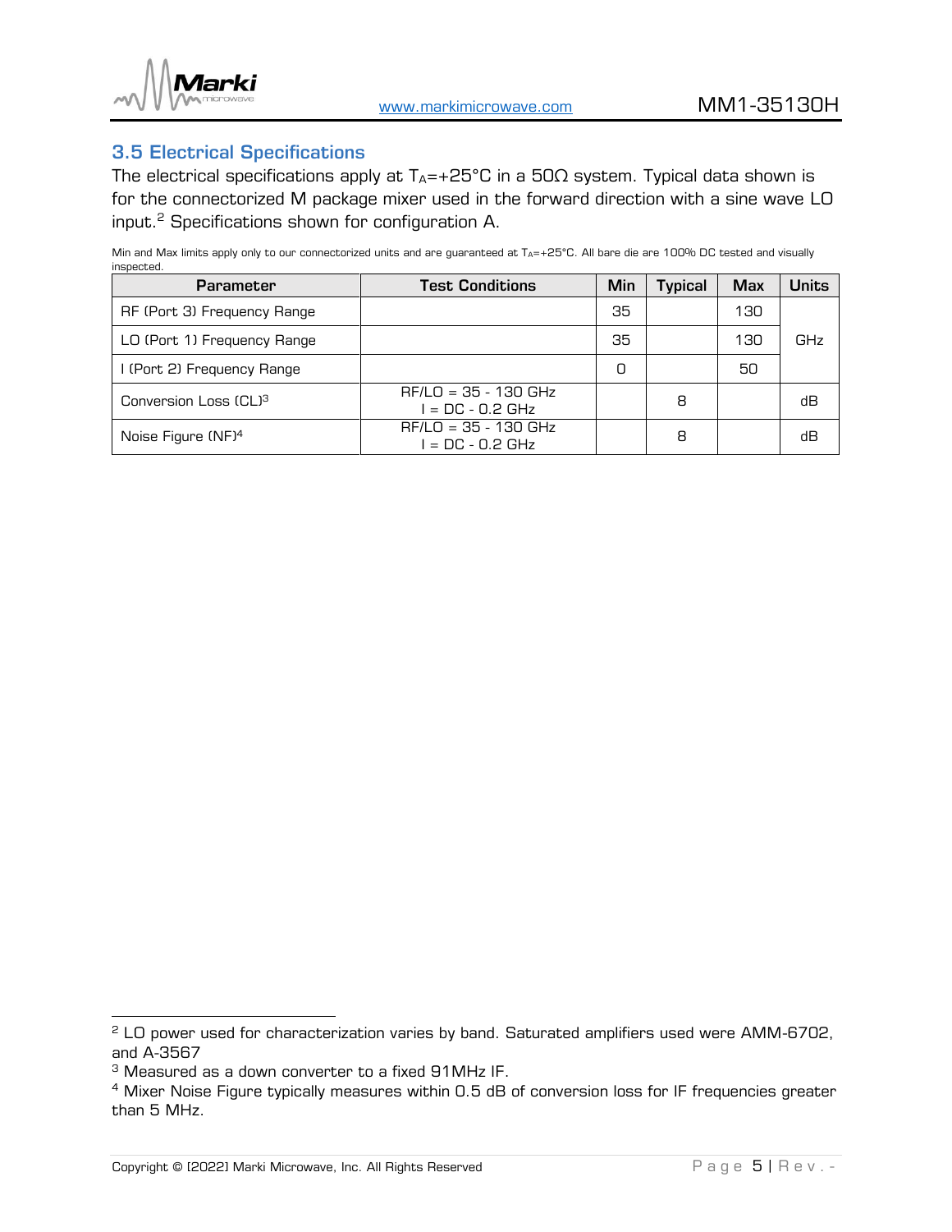## 3.5 Electrical Specifications

The electrical specifications apply at $T_A$=+25°C in a 50Ω system. Typical data shown is for the connectorized M package mixer used in the forward direction with a sine wave LO input.[2] Specifications shown for configuration A.

Min and Max limits apply only to our connectorized units and are guaranteed at $T_A$=+25°C. All bare die are 100% DC tested and visually inspected.

| Parameter | Test Conditions | Min | Typical | Max | Units |
|---|---|---|---|---|---|
| RF (Port 3) Frequency Range | | 35 | | 130 | GHz |
| LO (Port 1) Frequency Range | | 35 | | 130 | GHz |
| I (Port 2) Frequency Range | | 0 | | 50 | GHz |
| Conversion Loss (CL)[3] | RF/LO = 35 - 130 GHz<br>I = DC - 0.2 GHz | | 8 | | dB |
| Noise Figure (NF)[4] | RF/LO = 35 - 130 GHz<br>I = DC - 0.2 GHz | | 8 | | dB |

[2] LO power used for characterization varies by band. Saturated amplifiers used were AMM-6702, and A-3567

[3] Measured as a down converter to a fixed 91MHz IF.

[4] Mixer Noise Figure typically measures within 0.5 dB of conversion loss for IF frequencies greater than 5 MHz.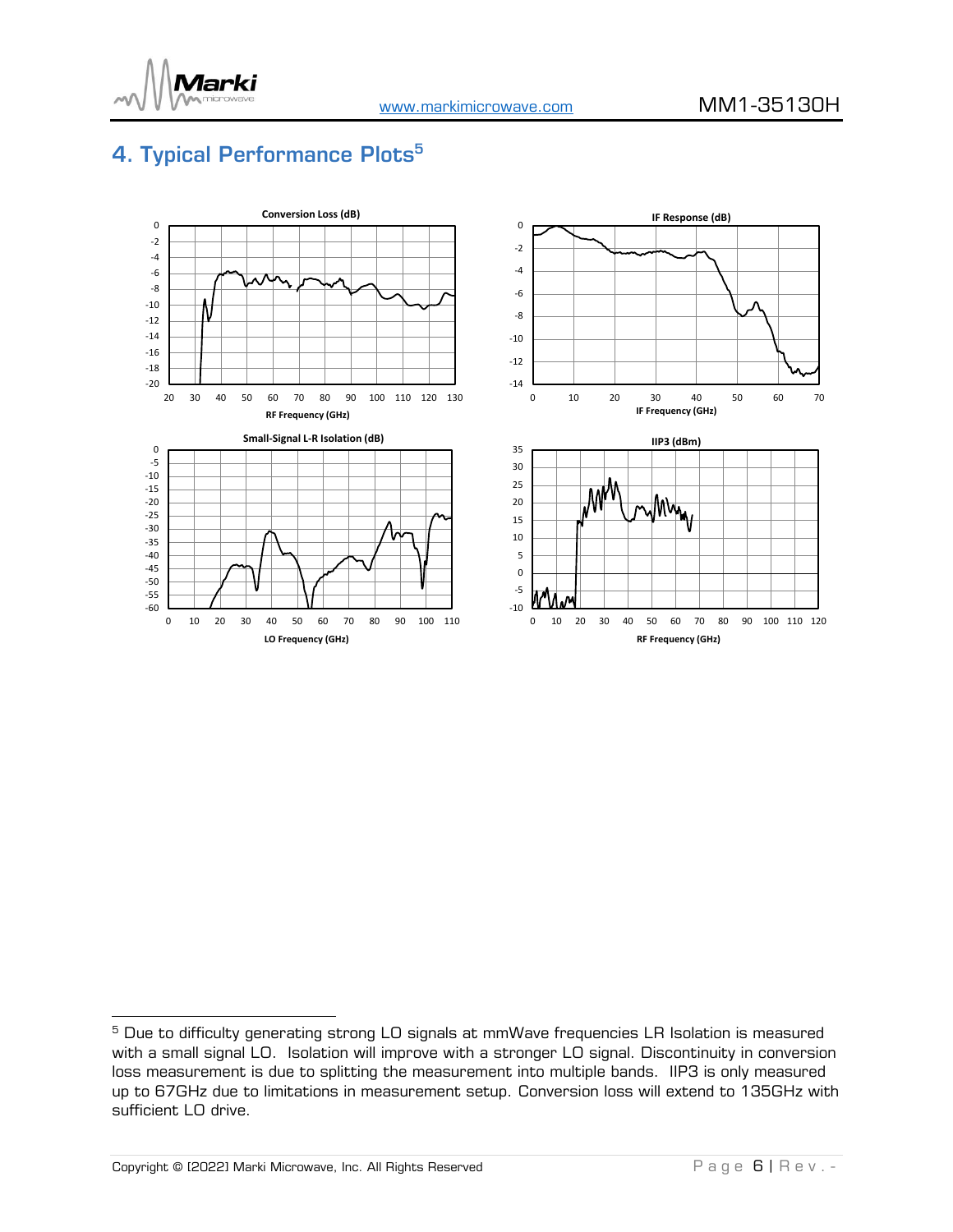# 4. Typical Performance Plots[5]

[5] Due to difficulty generating strong LO signals at mmWave frequencies LR Isolation is measured with a small signal LO. Isolation will improve with a stronger LO signal. Discontinuity in conversion loss measurement is due to splitting the measurement into multiple bands. IIP3 is only measured up to 67GHz due to limitations in measurement setup. Conversion loss will extend to 135GHz with sufficient LO drive.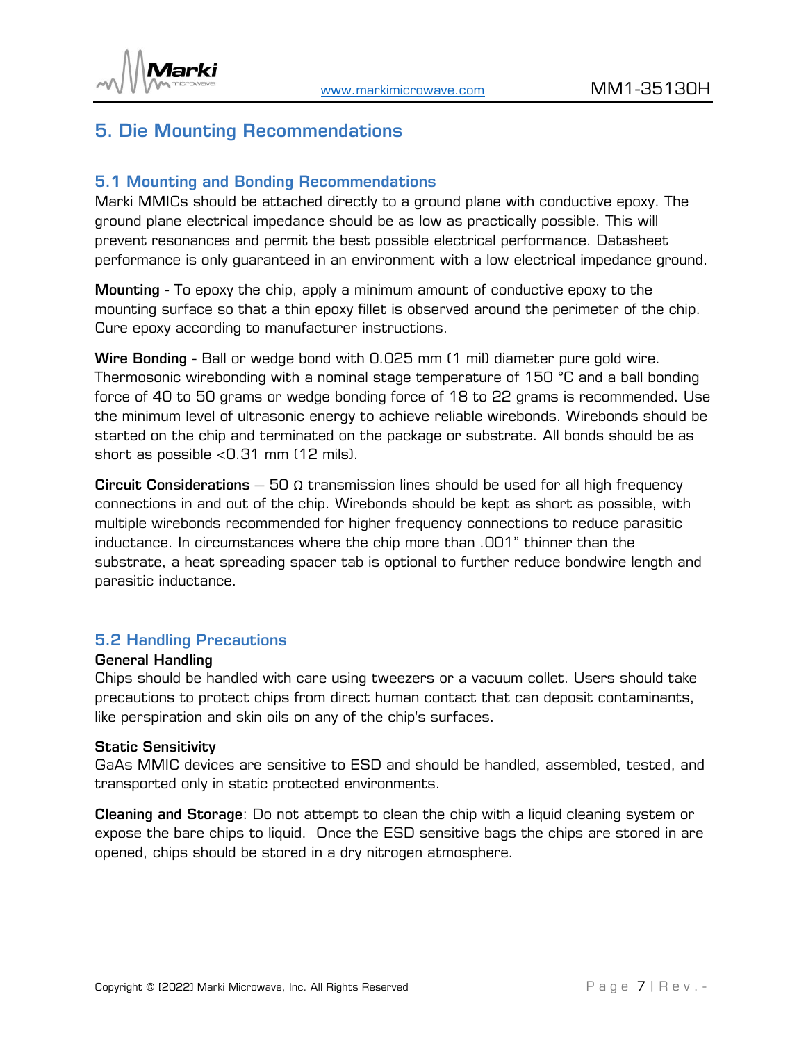## 5. Die Mounting Recommendations

### 5.1 Mounting and Bonding Recommendations

Marki MMICs should be attached directly to a ground plane with conductive epoxy. The ground plane electrical impedance should be as low as practically possible. This will prevent resonances and permit the best possible electrical performance. Datasheet performance is only guaranteed in an environment with a low electrical impedance ground.

**Mounting** - To epoxy the chip, apply a minimum amount of conductive epoxy to the mounting surface so that a thin epoxy fillet is observed around the perimeter of the chip. Cure epoxy according to manufacturer instructions.

**Wire Bonding** - Ball or wedge bond with 0.025 mm (1 mil) diameter pure gold wire. Thermosonic wirebonding with a nominal stage temperature of 150 °C and a ball bonding force of 40 to 50 grams or wedge bonding force of 18 to 22 grams is recommended. Use the minimum level of ultrasonic energy to achieve reliable wirebonds. Wirebonds should be started on the chip and terminated on the package or substrate. All bonds should be as short as possible <0.31 mm (12 mils).

**Circuit Considerations** – 50 Ω transmission lines should be used for all high frequency connections in and out of the chip. Wirebonds should be kept as short as possible, with multiple wirebonds recommended for higher frequency connections to reduce parasitic inductance. In circumstances where the chip more than .001" thinner than the substrate, a heat spreading spacer tab is optional to further reduce bondwire length and parasitic inductance.

### 5.2 Handling Precautions

**General Handling**

Chips should be handled with care using tweezers or a vacuum collet. Users should take precautions to protect chips from direct human contact that can deposit contaminants, like perspiration and skin oils on any of the chip's surfaces.

**Static Sensitivity**

GaAs MMIC devices are sensitive to ESD and should be handled, assembled, tested, and transported only in static protected environments.

**Cleaning and Storage**: Do not attempt to clean the chip with a liquid cleaning system or expose the bare chips to liquid. Once the ESD sensitive bags the chips are stored in are opened, chips should be stored in a dry nitrogen atmosphere.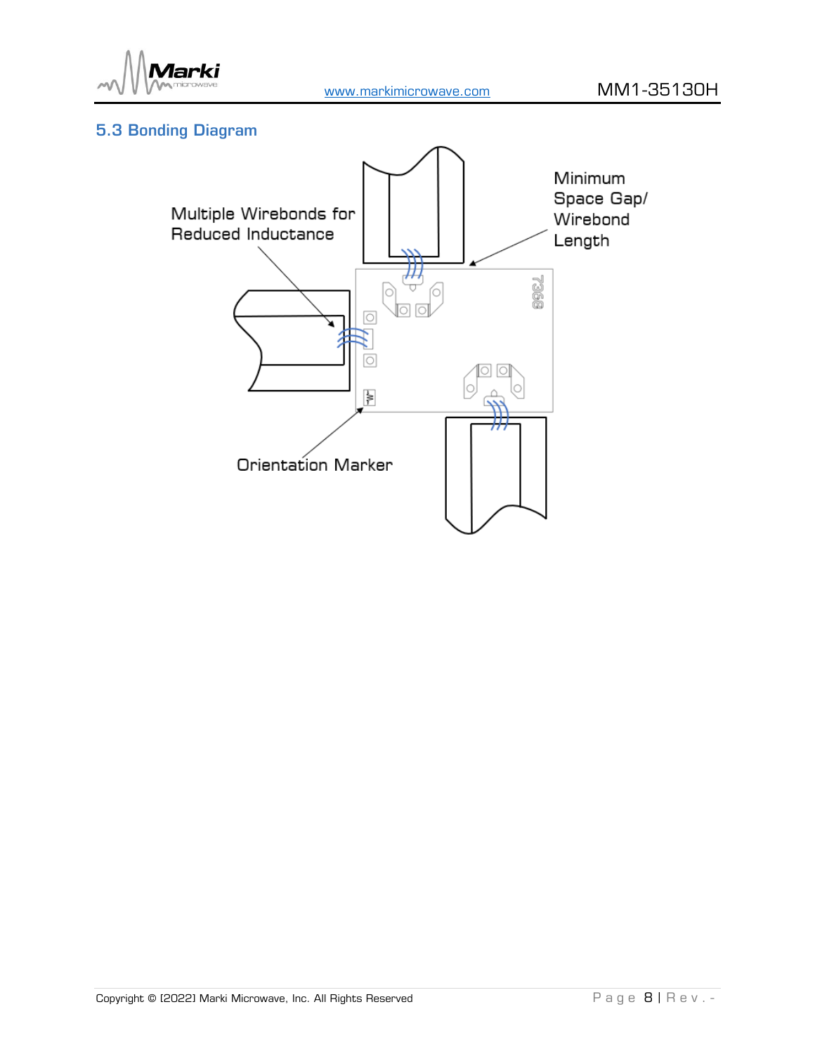### 5.3 Bonding Diagram

Multiple Wirebonds for Reduced Inductance

Minimum Space Gap/ Wirebond Length

Orientation Marker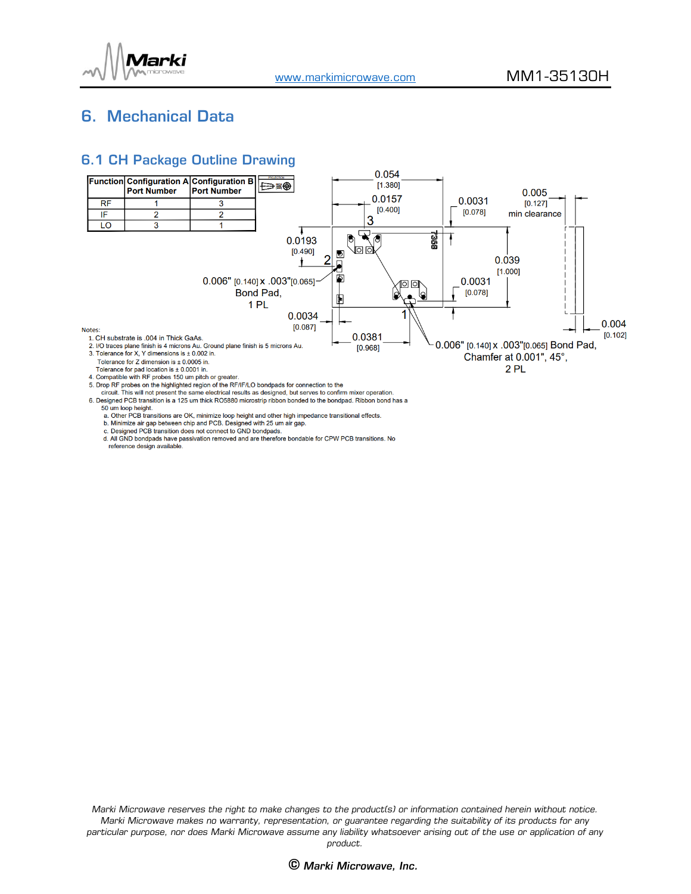## 6. Mechanical Data

### 6.1 CH Package Outline Drawing

| Function | Configuration A Port Number | Configuration B Port Number |
|---|---|---|
| RF | 1 | 3 |
| IF | 2 | 2 |
| LO | 3 | 1 |

0.054
[1.380]
0.0157
[0.400]
0.0031
[0.078]
0.005
[0.127]
min clearance
0.0193
[0.490]
0.039
[1.000]
0.006" [0.140] x .003"[0.065]
Bond Pad,
1 PL
0.0031
[0.078]
0.0034
[0.087]
0.0381
[0.968]
0.004
[0.102]
0.006" [0.140] x .003"[0.065] Bond Pad,
Chamfer at 0.001", 45°,
2 PL
7368

Notes:

1. CH substrate is .004 in Thick GaAs.
2. I/O traces plane finish is 4 microns Au. Ground plane finish is 5 microns Au.
3. Tolerance for X, Y dimensions is ± 0.002 in.
   Tolerance for Z dimension is ± 0.0005 in.
   Tolerance for pad location is ± 0.0001 in.
4. Compatible with RF probes 150 um pitch or greater.
5. Drop RF probes on the highlighted region of the RF/IF/LO bondpads for connection to the circuit. This will not present the same electrical results as designed, but serves to confirm mixer operation.
6. Designed PCB transition is a 125 um thick RO5880 microstrip ribbon bonded to the bondpad. Ribbon bond has a 50 um loop height.
   a. Other PCB transitions are OK, minimize loop height and other high impedance transitional effects.
   b. Minimize air gap between chip and PCB. Designed with 25 um air gap.
   c. Designed PCB transition does not connect to GND bondpads.
   d. All GND bondpads have passivation removed and are therefore bondable for CPW PCB transitions. No reference design available.

*Marki Microwave reserves the right to make changes to the product(s) or information contained herein without notice. Marki Microwave makes no warranty, representation, or guarantee regarding the suitability of its products for any particular purpose, nor does Marki Microwave assume any liability whatsoever arising out of the use or application of any product.*

***© Marki Microwave, Inc.***